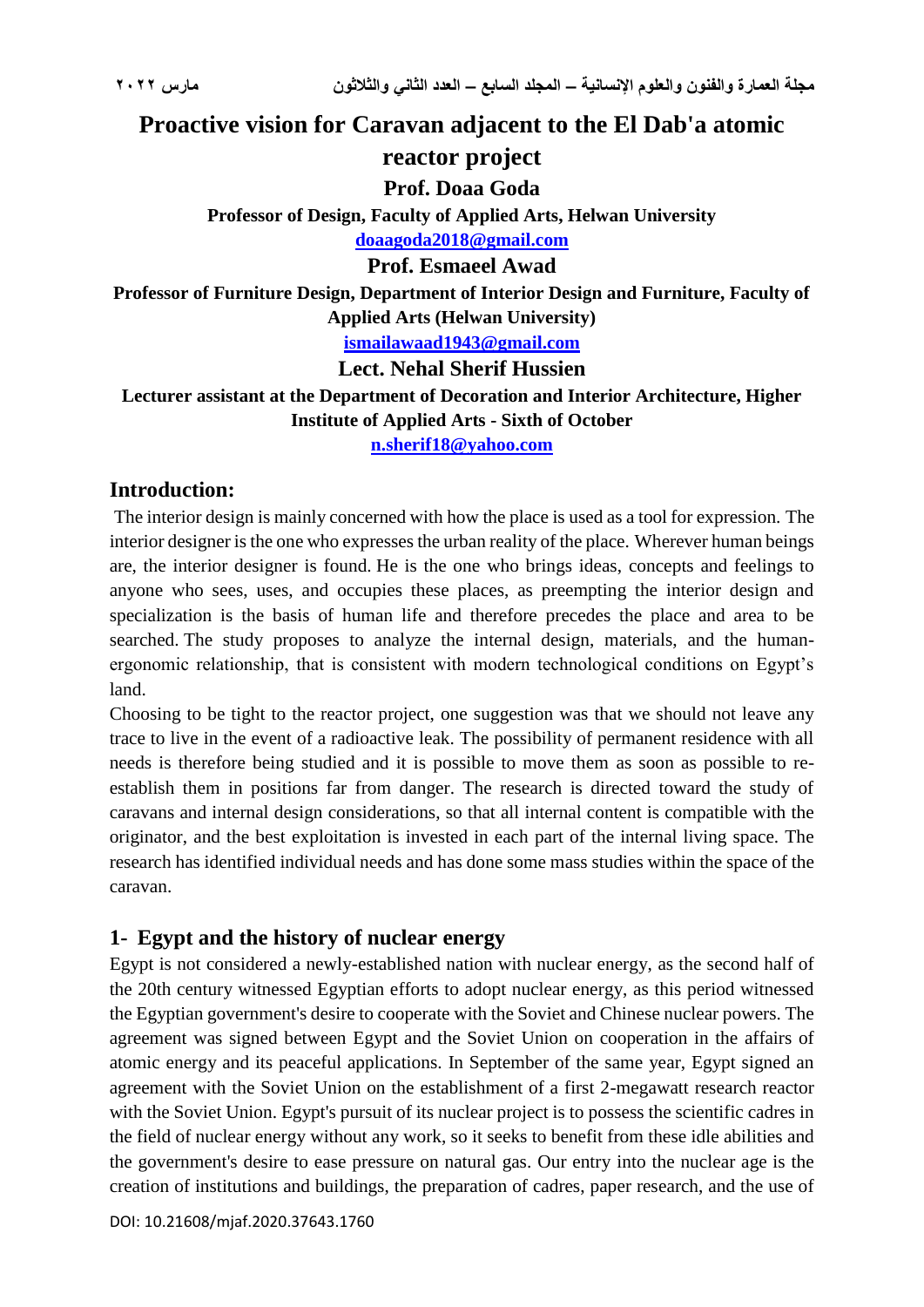# Proactive vision for Caravan adjacent to the El Dab'a atomic reactor project

**Prof. Doaa Goda**

**Professor of Design, Faculty of Applied Arts, Helwan University**

**doaagoda2018@gmail.com**

**Prof. Esmaeel Awad**

**Professor of Furniture Design, Department of Interior Design and Furniture, Faculty of Applied Arts (Helwan University)**

**ismailawaad1943@gmail.com**

**Lect. Nehal Sherif Hussien**

**Lecturer assistant at the Department of Decoration and Interior Architecture, Higher Institute of Applied Arts - Sixth of October**

**n.sherif18@yahoo.com**

## Introduction:

The interior design is mainly concerned with how the place is used as a tool for expression. The interior designer is the one who expresses the urban reality of the place. Wherever human beings are, the interior designer is found. He is the one who brings ideas, concepts and feelings to anyone who sees, uses, and occupies these places, as preempting the interior design and specialization is the basis of human life and therefore precedes the place and area to be searched. The study proposes to analyze the internal design, materials, and the human-ergonomic relationship, that is consistent with modern technological conditions on Egypt's land.

Choosing to be tight to the reactor project, one suggestion was that we should not leave any trace to live in the event of a radioactive leak. The possibility of permanent residence with all needs is therefore being studied and it is possible to move them as soon as possible to re-establish them in positions far from danger. The research is directed toward the study of caravans and internal design considerations, so that all internal content is compatible with the originator, and the best exploitation is invested in each part of the internal living space. The research has identified individual needs and has done some mass studies within the space of the caravan.

## 1- Egypt and the history of nuclear energy

Egypt is not considered a newly-established nation with nuclear energy, as the second half of the 20th century witnessed Egyptian efforts to adopt nuclear energy, as this period witnessed the Egyptian government's desire to cooperate with the Soviet and Chinese nuclear powers. The agreement was signed between Egypt and the Soviet Union on cooperation in the affairs of atomic energy and its peaceful applications. In September of the same year, Egypt signed an agreement with the Soviet Union on the establishment of a first 2-megawatt research reactor with the Soviet Union. Egypt's pursuit of its nuclear project is to possess the scientific cadres in the field of nuclear energy without any work, so it seeks to benefit from these idle abilities and the government's desire to ease pressure on natural gas. Our entry into the nuclear age is the creation of institutions and buildings, the preparation of cadres, paper research, and the use of

DOI: 10.21608/mjaf.2020.37643.1760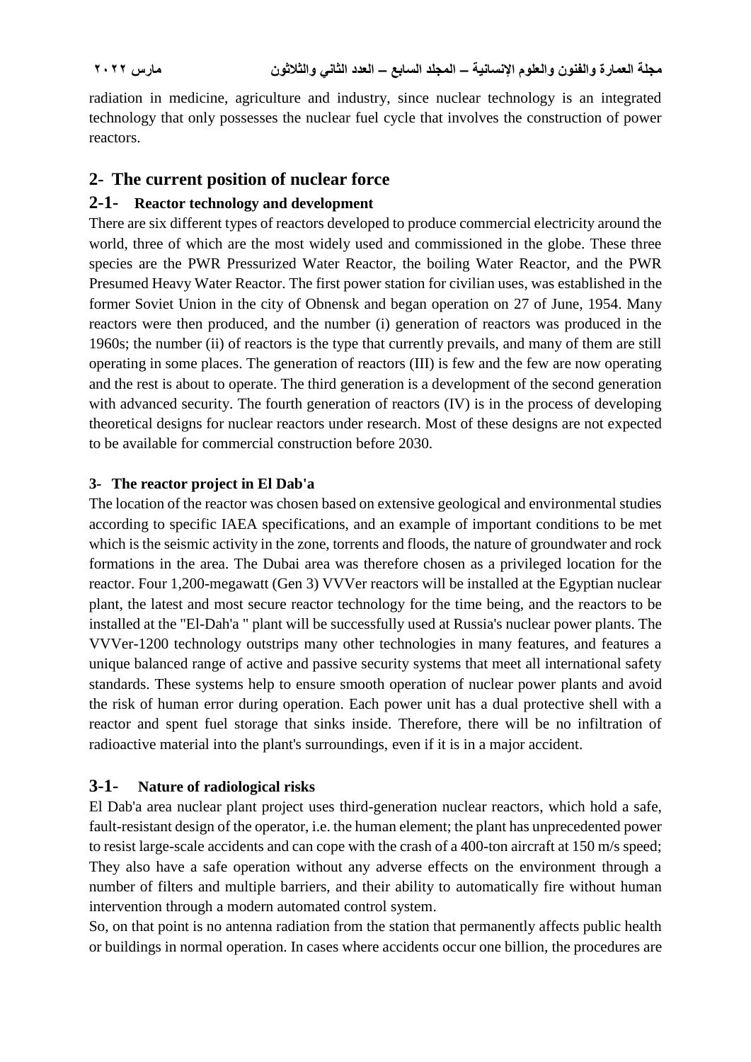radiation in medicine, agriculture and industry, since nuclear technology is an integrated technology that only possesses the nuclear fuel cycle that involves the construction of power reactors.

## 2- The current position of nuclear force

### 2-1- Reactor technology and development

There are six different types of reactors developed to produce commercial electricity around the world, three of which are the most widely used and commissioned in the globe. These three species are the PWR Pressurized Water Reactor, the boiling Water Reactor, and the PWR Presumed Heavy Water Reactor. The first power station for civilian uses, was established in the former Soviet Union in the city of Obnensk and began operation on 27 of June, 1954. Many reactors were then produced, and the number (i) generation of reactors was produced in the 1960s; the number (ii) of reactors is the type that currently prevails, and many of them are still operating in some places. The generation of reactors (III) is few and the few are now operating and the rest is about to operate. The third generation is a development of the second generation with advanced security. The fourth generation of reactors (IV) is in the process of developing theoretical designs for nuclear reactors under research. Most of these designs are not expected to be available for commercial construction before 2030.

### 3- The reactor project in El Dab'a

The location of the reactor was chosen based on extensive geological and environmental studies according to specific IAEA specifications, and an example of important conditions to be met which is the seismic activity in the zone, torrents and floods, the nature of groundwater and rock formations in the area. The Dubai area was therefore chosen as a privileged location for the reactor. Four 1,200-megawatt (Gen 3) VVVer reactors will be installed at the Egyptian nuclear plant, the latest and most secure reactor technology for the time being, and the reactors to be installed at the "El-Dah'a " plant will be successfully used at Russia's nuclear power plants. The VVVer-1200 technology outstrips many other technologies in many features, and features a unique balanced range of active and passive security systems that meet all international safety standards. These systems help to ensure smooth operation of nuclear power plants and avoid the risk of human error during operation. Each power unit has a dual protective shell with a reactor and spent fuel storage that sinks inside. Therefore, there will be no infiltration of radioactive material into the plant's surroundings, even if it is in a major accident.

### 3-1- Nature of radiological risks

El Dab'a area nuclear plant project uses third-generation nuclear reactors, which hold a safe, fault-resistant design of the operator, i.e. the human element; the plant has unprecedented power to resist large-scale accidents and can cope with the crash of a 400-ton aircraft at 150 m/s speed; They also have a safe operation without any adverse effects on the environment through a number of filters and multiple barriers, and their ability to automatically fire without human intervention through a modern automated control system.

So, on that point is no antenna radiation from the station that permanently affects public health or buildings in normal operation. In cases where accidents occur one billion, the procedures are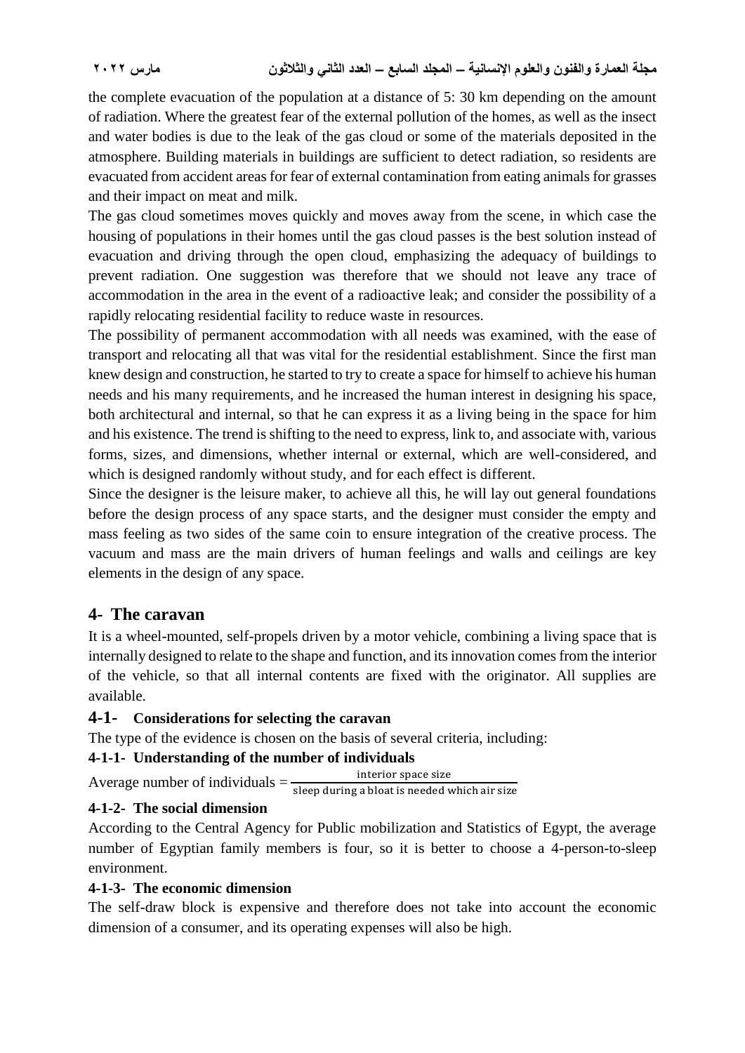the complete evacuation of the population at a distance of 5: 30 km depending on the amount of radiation. Where the greatest fear of the external pollution of the homes, as well as the insect and water bodies is due to the leak of the gas cloud or some of the materials deposited in the atmosphere. Building materials in buildings are sufficient to detect radiation, so residents are evacuated from accident areas for fear of external contamination from eating animals for grasses and their impact on meat and milk.

The gas cloud sometimes moves quickly and moves away from the scene, in which case the housing of populations in their homes until the gas cloud passes is the best solution instead of evacuation and driving through the open cloud, emphasizing the adequacy of buildings to prevent radiation. One suggestion was therefore that we should not leave any trace of accommodation in the area in the event of a radioactive leak; and consider the possibility of a rapidly relocating residential facility to reduce waste in resources.

The possibility of permanent accommodation with all needs was examined, with the ease of transport and relocating all that was vital for the residential establishment. Since the first man knew design and construction, he started to try to create a space for himself to achieve his human needs and his many requirements, and he increased the human interest in designing his space, both architectural and internal, so that he can express it as a living being in the space for him and his existence. The trend is shifting to the need to express, link to, and associate with, various forms, sizes, and dimensions, whether internal or external, which are well-considered, and which is designed randomly without study, and for each effect is different.

Since the designer is the leisure maker, to achieve all this, he will lay out general foundations before the design process of any space starts, and the designer must consider the empty and mass feeling as two sides of the same coin to ensure integration of the creative process. The vacuum and mass are the main drivers of human feelings and walls and ceilings are key elements in the design of any space.

## 4- The caravan

It is a wheel-mounted, self-propels driven by a motor vehicle, combining a living space that is internally designed to relate to the shape and function, and its innovation comes from the interior of the vehicle, so that all internal contents are fixed with the originator. All supplies are available.

### 4-1- Considerations for selecting the caravan

The type of the evidence is chosen on the basis of several criteria, including:

#### 4-1-1- Understanding of the number of individuals

$$\text{Average number of individuals} = \frac{\text{interior space size}}{\text{sleep during a bloat is needed which air size}}$$

#### 4-1-2- The social dimension

According to the Central Agency for Public mobilization and Statistics of Egypt, the average number of Egyptian family members is four, so it is better to choose a 4-person-to-sleep environment.

#### 4-1-3- The economic dimension

The self-draw block is expensive and therefore does not take into account the economic dimension of a consumer, and its operating expenses will also be high.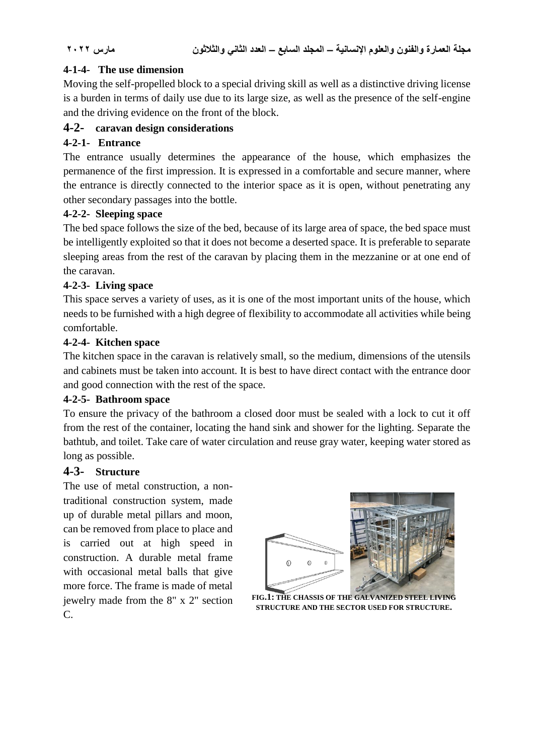#### 4-1-4- The use dimension

Moving the self-propelled block to a special driving skill as well as a distinctive driving license is a burden in terms of daily use due to its large size, as well as the presence of the self-engine and the driving evidence on the front of the block.

### 4-2- caravan design considerations

#### 4-2-1- Entrance

The entrance usually determines the appearance of the house, which emphasizes the permanence of the first impression. It is expressed in a comfortable and secure manner, where the entrance is directly connected to the interior space as it is open, without penetrating any other secondary passages into the bottle.

#### 4-2-2- Sleeping space

The bed space follows the size of the bed, because of its large area of space, the bed space must be intelligently exploited so that it does not become a deserted space. It is preferable to separate sleeping areas from the rest of the caravan by placing them in the mezzanine or at one end of the caravan.

#### 4-2-3- Living space

This space serves a variety of uses, as it is one of the most important units of the house, which needs to be furnished with a high degree of flexibility to accommodate all activities while being comfortable.

#### 4-2-4- Kitchen space

The kitchen space in the caravan is relatively small, so the medium, dimensions of the utensils and cabinets must be taken into account. It is best to have direct contact with the entrance door and good connection with the rest of the space.

#### 4-2-5- Bathroom space

To ensure the privacy of the bathroom a closed door must be sealed with a lock to cut it off from the rest of the container, locating the hand sink and shower for the lighting. Separate the bathtub, and toilet. Take care of water circulation and reuse gray water, keeping water stored as long as possible.

### 4-3- Structure

The use of metal construction, a non-traditional construction system, made up of durable metal pillars and moon, can be removed from place to place and is carried out at high speed in construction. A durable metal frame with occasional metal balls that give more force. The frame is made of metal jewelry made from the 8" x 2" section C.

**FIG.1: THE CHASSIS OF THE GALVANIZED STEEL LIVING STRUCTURE AND THE SECTOR USED FOR STRUCTURE.**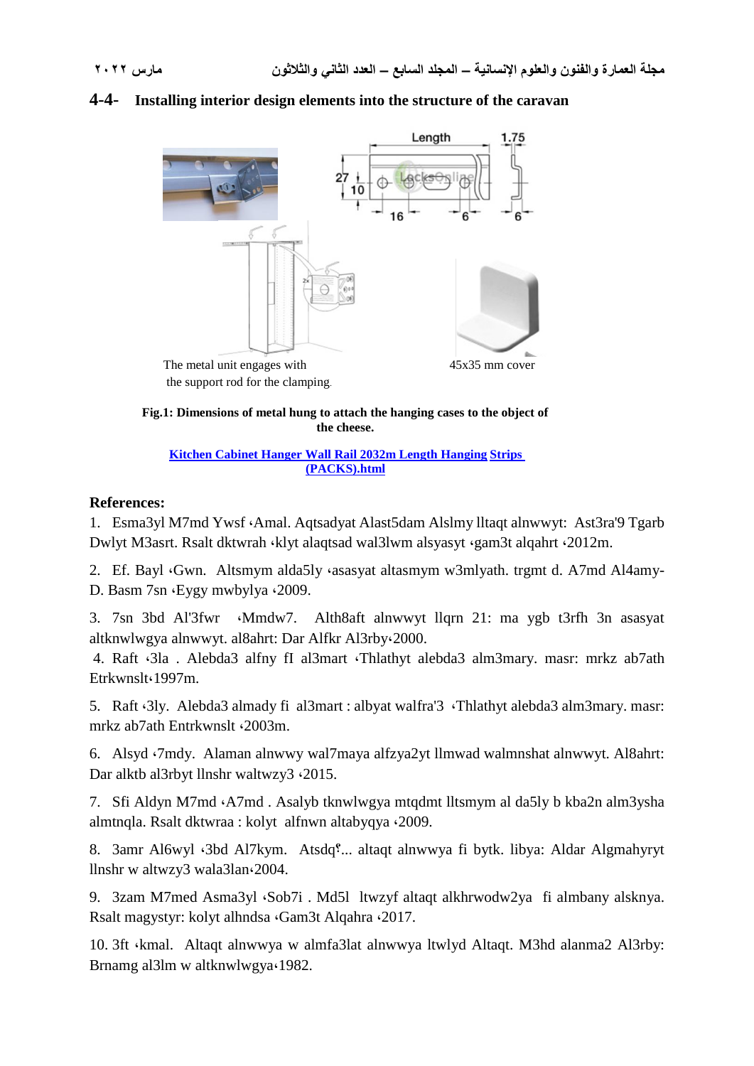## 4-4- Installing interior design elements into the structure of the caravan

The metal unit engages with the support rod for the clamping.

45x35 mm cover

**Fig.1: Dimensions of metal hung to attach the hanging cases to the object of the cheese.**

**[Kitchen Cabinet Hanger Wall Rail 2032m Length Hanging Strips (PACKS).html]()**

**References:**

1. Esma3yl M7md Ywsf ،Amal. Aqtsadyat Alast5dam Alslmy lltaqt alnwwyt: Ast3ra'9 Tgarb Dwlyt M3asrt. Rsalt dktwrah ،klyt alaqtsad wal3lwm alsyasyt ،gam3t alqahrt ،2012m.

2. Ef. Bayl ،Gwn. Altsmym alda5ly ،asasyat altasmym w3mlyath. trgmt d. A7md Al4amy-D. Basm 7sn ،Egyy mwbylya ،2009.

3. 7sn 3bd Al'3fwr ،Mmdw7. Alth8aft alnwwyt llqrn 21: ma ygb t3rfh 3n asasyat altknwlwgya alnwwyt. al8ahrt: Dar Alfkr Al3rby،2000.

4. Raft ،3la . Alebda3 alfny fI al3mart ،Thlathyt alebda3 alm3mary. masr: mrkz ab7ath Etrkwnslt،1997m.

5. Raft ،3ly. Alebda3 almady fi al3mart : albyat walfra'3 ،Thlathyt alebda3 alm3mary. masr: mrkz ab7ath Entrkwnslt ،2003m.

6. Alsyd ،7mdy. Alaman alnwwy wal7maya alfzya2yt llmwad walmnshat alnwwyt. Al8ahrt: Dar alktb al3rbyt llnshr waltwzy3 ،2015.

7. Sfi Aldyn M7md ،A7md . Asalyb tknwlwgya mtqdmt lltsmym al da5ly b kba2n alm3ysha almtnqla. Rsalt dktwraa : kolyt alfnwn altabyqya ،2009.

8. 3amr Al6wyl ،3bd Al7kym. Atsdq؟... altaqt alnwwya fi bytk. libya: Aldar Algmahyryt llnshr w altwzy3 wala3lan،2004.

9. 3zam M7med Asma3yl ،Sob7i . Md5l ltwzyf altaqt alkhrwdw2ya fi almbany alsknya. Rsalt magystyr: kolyt alhndsa ،Gam3t Alqahra ،2017.

10. 3ft ،kmal. Altaqt alnwwya w almfa3lat alnwwya ltwlyd Altaqt. M3hd alanma2 Al3rby: Brnamg al3lm w altknwlwgya،1982.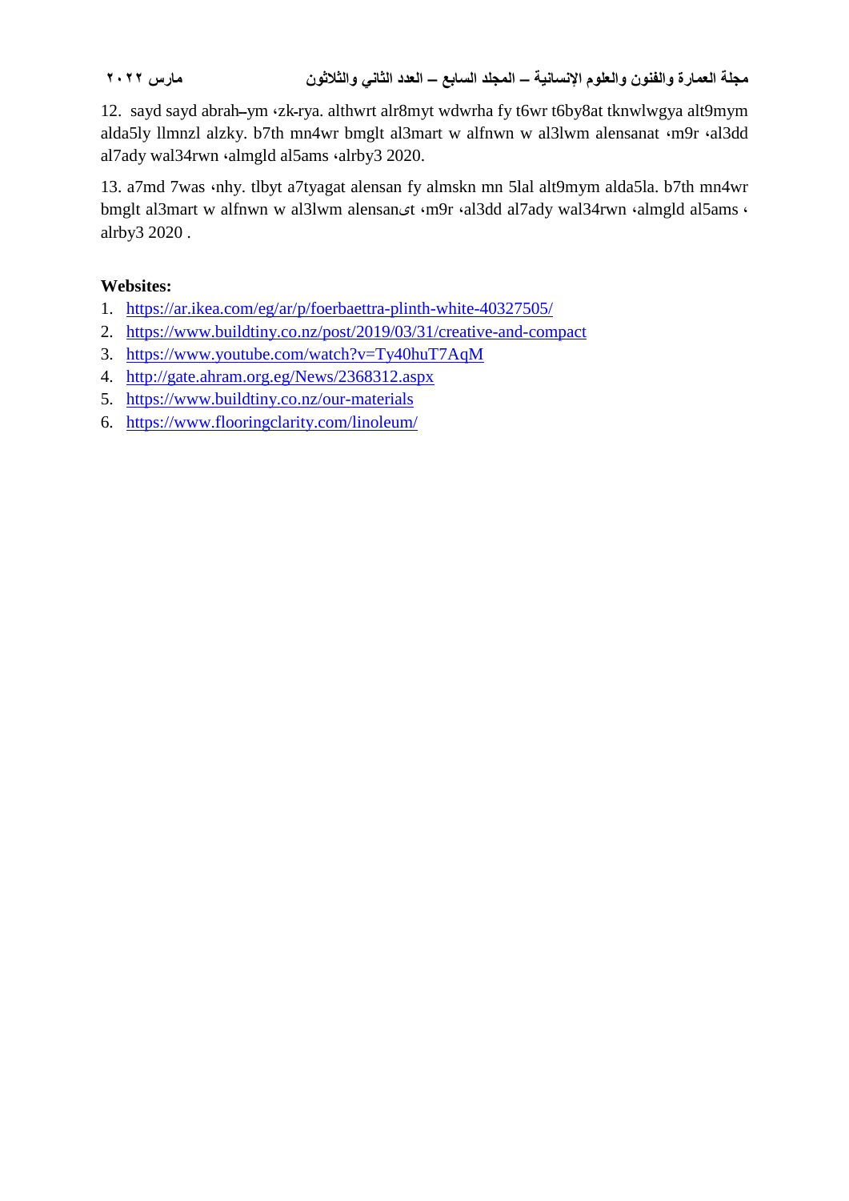12. sayd sayd abrah–ym ،zk-rya. althwrt alr8myt wdwrha fy t6wr t6by8at tknwlwgya alt9mym alda5ly llmnzl alzky. b7th mn4wr bmglt al3mart w alfnwn w al3lwm alensanat ،m9r ،al3dd al7ady wal34rwn ،almgld al5ams ،alrby3 2020.

13. a7md 7was ،nhy. tlbyt a7tyagat alensan fy almskn mn 5lal alt9mym alda5la. b7th mn4wr bmglt al3mart w alfnwn w al3lwm alensanىt ،m9r ،al3dd al7ady wal34rwn ،almgld al5ams ، alrby3 2020 .

**Websites:**

1. https://ar.ikea.com/eg/ar/p/foerbaettra-plinth-white-40327505/
2. https://www.buildtiny.co.nz/post/2019/03/31/creative-and-compact
3. https://www.youtube.com/watch?v=Ty40huT7AqM
4. http://gate.ahram.org.eg/News/2368312.aspx
5. https://www.buildtiny.co.nz/our-materials
6. https://www.flooringclarity.com/linoleum/